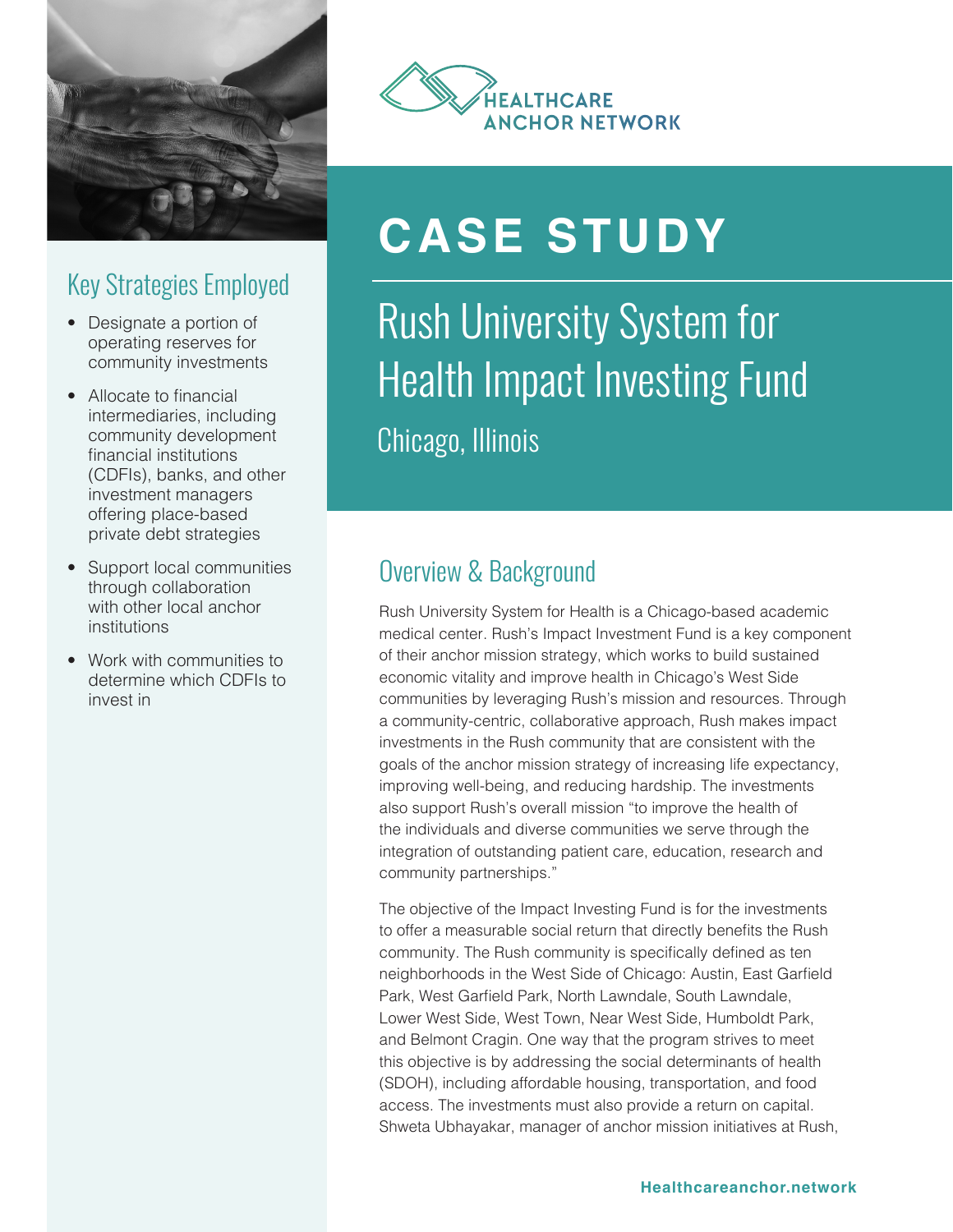HEALTHCARE ANCHOR NETWORK

# CASE STUDY

## Rush University System for Health Impact Investing Fund

Chicago, Illinois

### Key Strategies Employed

- Designate a portion of operating reserves for community investments
- Allocate to financial intermediaries, including community development financial institutions (CDFIs), banks, and other investment managers offering place-based private debt strategies
- Support local communities through collaboration with other local anchor institutions
- Work with communities to determine which CDFIs to invest in

### Overview & Background

Rush University System for Health is a Chicago-based academic medical center. Rush's Impact Investment Fund is a key component of their anchor mission strategy, which works to build sustained economic vitality and improve health in Chicago's West Side communities by leveraging Rush's mission and resources. Through a community-centric, collaborative approach, Rush makes impact investments in the Rush community that are consistent with the goals of the anchor mission strategy of increasing life expectancy, improving well-being, and reducing hardship. The investments also support Rush's overall mission "to improve the health of the individuals and diverse communities we serve through the integration of outstanding patient care, education, research and community partnerships."

The objective of the Impact Investing Fund is for the investments to offer a measurable social return that directly benefits the Rush community. The Rush community is specifically defined as ten neighborhoods in the West Side of Chicago: Austin, East Garfield Park, West Garfield Park, North Lawndale, South Lawndale, Lower West Side, West Town, Near West Side, Humboldt Park, and Belmont Cragin. One way that the program strives to meet this objective is by addressing the social determinants of health (SDOH), including affordable housing, transportation, and food access. The investments must also provide a return on capital. Shweta Ubhayakar, manager of anchor mission initiatives at Rush,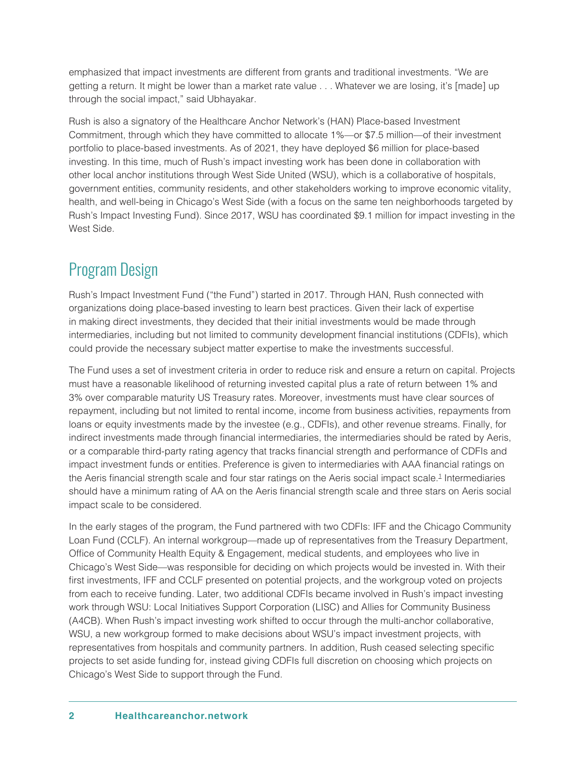emphasized that impact investments are different from grants and traditional investments. "We are getting a return. It might be lower than a market rate value . . . Whatever we are losing, it's [made] up through the social impact," said Ubhayakar.

Rush is also a signatory of the Healthcare Anchor Network's (HAN) Place-based Investment Commitment, through which they have committed to allocate 1%—or $7.5 million—of their investment portfolio to place-based investments. As of 2021, they have deployed $6 million for place-based investing. In this time, much of Rush's impact investing work has been done in collaboration with other local anchor institutions through West Side United (WSU), which is a collaborative of hospitals, government entities, community residents, and other stakeholders working to improve economic vitality, health, and well-being in Chicago's West Side (with a focus on the same ten neighborhoods targeted by Rush's Impact Investing Fund). Since 2017, WSU has coordinated $9.1 million for impact investing in the West Side.

## Program Design

Rush's Impact Investment Fund ("the Fund") started in 2017. Through HAN, Rush connected with organizations doing place-based investing to learn best practices. Given their lack of expertise in making direct investments, they decided that their initial investments would be made through intermediaries, including but not limited to community development financial institutions (CDFIs), which could provide the necessary subject matter expertise to make the investments successful.

The Fund uses a set of investment criteria in order to reduce risk and ensure a return on capital. Projects must have a reasonable likelihood of returning invested capital plus a rate of return between 1% and 3% over comparable maturity US Treasury rates. Moreover, investments must have clear sources of repayment, including but not limited to rental income, income from business activities, repayments from loans or equity investments made by the investee (e.g., CDFIs), and other revenue streams. Finally, for indirect investments made through financial intermediaries, the intermediaries should be rated by Aeris, or a comparable third-party rating agency that tracks financial strength and performance of CDFIs and impact investment funds or entities. Preference is given to intermediaries with AAA financial ratings on the Aeris financial strength scale and four star ratings on the Aeris social impact scale.[1] Intermediaries should have a minimum rating of AA on the Aeris financial strength scale and three stars on Aeris social impact scale to be considered.

In the early stages of the program, the Fund partnered with two CDFIs: IFF and the Chicago Community Loan Fund (CCLF). An internal workgroup—made up of representatives from the Treasury Department, Office of Community Health Equity & Engagement, medical students, and employees who live in Chicago's West Side—was responsible for deciding on which projects would be invested in. With their first investments, IFF and CCLF presented on potential projects, and the workgroup voted on projects from each to receive funding. Later, two additional CDFIs became involved in Rush's impact investing work through WSU: Local Initiatives Support Corporation (LISC) and Allies for Community Business (A4CB). When Rush's impact investing work shifted to occur through the multi-anchor collaborative, WSU, a new workgroup formed to make decisions about WSU's impact investment projects, with representatives from hospitals and community partners. In addition, Rush ceased selecting specific projects to set aside funding for, instead giving CDFIs full discretion on choosing which projects on Chicago's West Side to support through the Fund.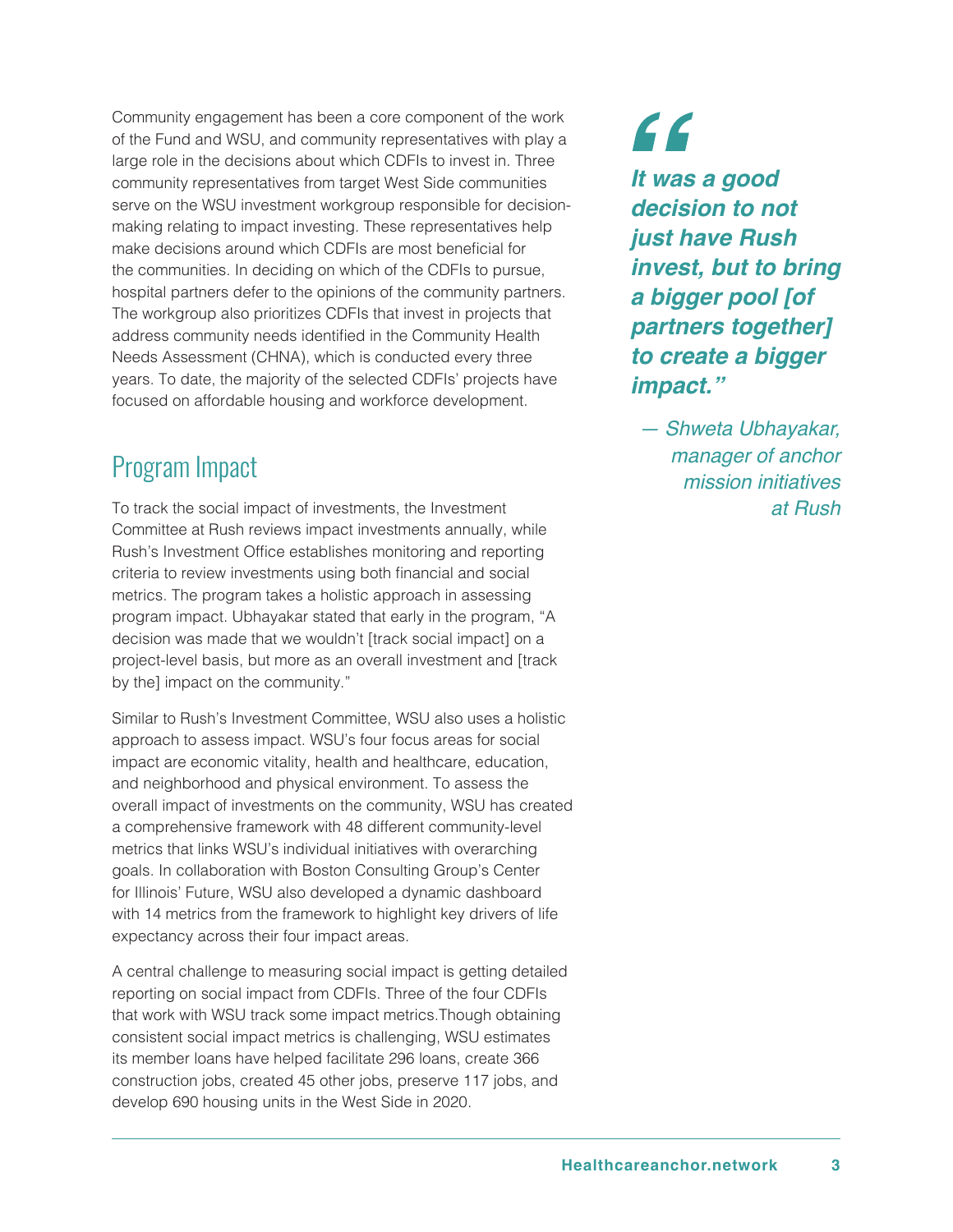Community engagement has been a core component of the work of the Fund and WSU, and community representatives with play a large role in the decisions about which CDFIs to invest in. Three community representatives from target West Side communities serve on the WSU investment workgroup responsible for decision-making relating to impact investing. These representatives help make decisions around which CDFIs are most beneficial for the communities. In deciding on which of the CDFIs to pursue, hospital partners defer to the opinions of the community partners. The workgroup also prioritizes CDFIs that invest in projects that address community needs identified in the Community Health Needs Assessment (CHNA), which is conducted every three years. To date, the majority of the selected CDFIs' projects have focused on affordable housing and workforce development.

> ***"It was a good decision to not just have Rush invest, but to bring a bigger pool [of partners together] to create a bigger impact."***
>
> *— Shweta Ubhayakar, manager of anchor mission initiatives at Rush*

## Program Impact

To track the social impact of investments, the Investment Committee at Rush reviews impact investments annually, while Rush's Investment Office establishes monitoring and reporting criteria to review investments using both financial and social metrics. The program takes a holistic approach in assessing program impact. Ubhayakar stated that early in the program, "A decision was made that we wouldn't [track social impact] on a project-level basis, but more as an overall investment and [track by the] impact on the community."

Similar to Rush's Investment Committee, WSU also uses a holistic approach to assess impact. WSU's four focus areas for social impact are economic vitality, health and healthcare, education, and neighborhood and physical environment. To assess the overall impact of investments on the community, WSU has created a comprehensive framework with 48 different community-level metrics that links WSU's individual initiatives with overarching goals. In collaboration with Boston Consulting Group's Center for Illinois' Future, WSU also developed a dynamic dashboard with 14 metrics from the framework to highlight key drivers of life expectancy across their four impact areas.

A central challenge to measuring social impact is getting detailed reporting on social impact from CDFIs. Three of the four CDFIs that work with WSU track some impact metrics.Though obtaining consistent social impact metrics is challenging, WSU estimates its member loans have helped facilitate 296 loans, create 366 construction jobs, created 45 other jobs, preserve 117 jobs, and develop 690 housing units in the West Side in 2020.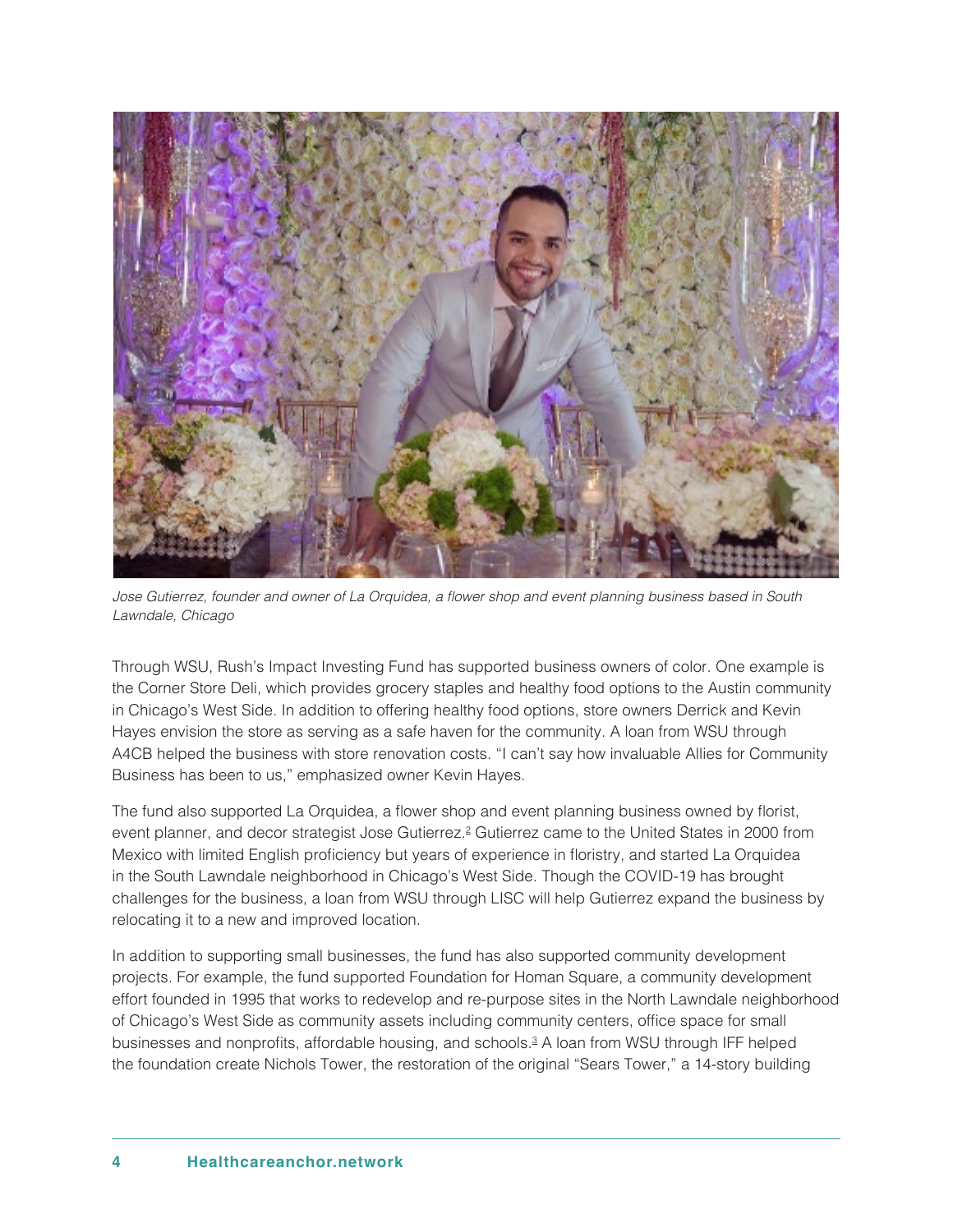*Jose Gutierrez, founder and owner of La Orquidea, a flower shop and event planning business based in South Lawndale, Chicago*

Through WSU, Rush's Impact Investing Fund has supported business owners of color. One example is the Corner Store Deli, which provides grocery staples and healthy food options to the Austin community in Chicago's West Side. In addition to offering healthy food options, store owners Derrick and Kevin Hayes envision the store as serving as a safe haven for the community. A loan from WSU through A4CB helped the business with store renovation costs. "I can't say how invaluable Allies for Community Business has been to us," emphasized owner Kevin Hayes.

The fund also supported La Orquidea, a flower shop and event planning business owned by florist, event planner, and decor strategist Jose Gutierrez.[2] Gutierrez came to the United States in 2000 from Mexico with limited English proficiency but years of experience in floristry, and started La Orquidea in the South Lawndale neighborhood in Chicago's West Side. Though the COVID-19 has brought challenges for the business, a loan from WSU through LISC will help Gutierrez expand the business by relocating it to a new and improved location.

In addition to supporting small businesses, the fund has also supported community development projects. For example, the fund supported Foundation for Homan Square, a community development effort founded in 1995 that works to redevelop and re-purpose sites in the North Lawndale neighborhood of Chicago's West Side as community assets including community centers, office space for small businesses and nonprofits, affordable housing, and schools.[3] A loan from WSU through IFF helped the foundation create Nichols Tower, the restoration of the original "Sears Tower," a 14-story building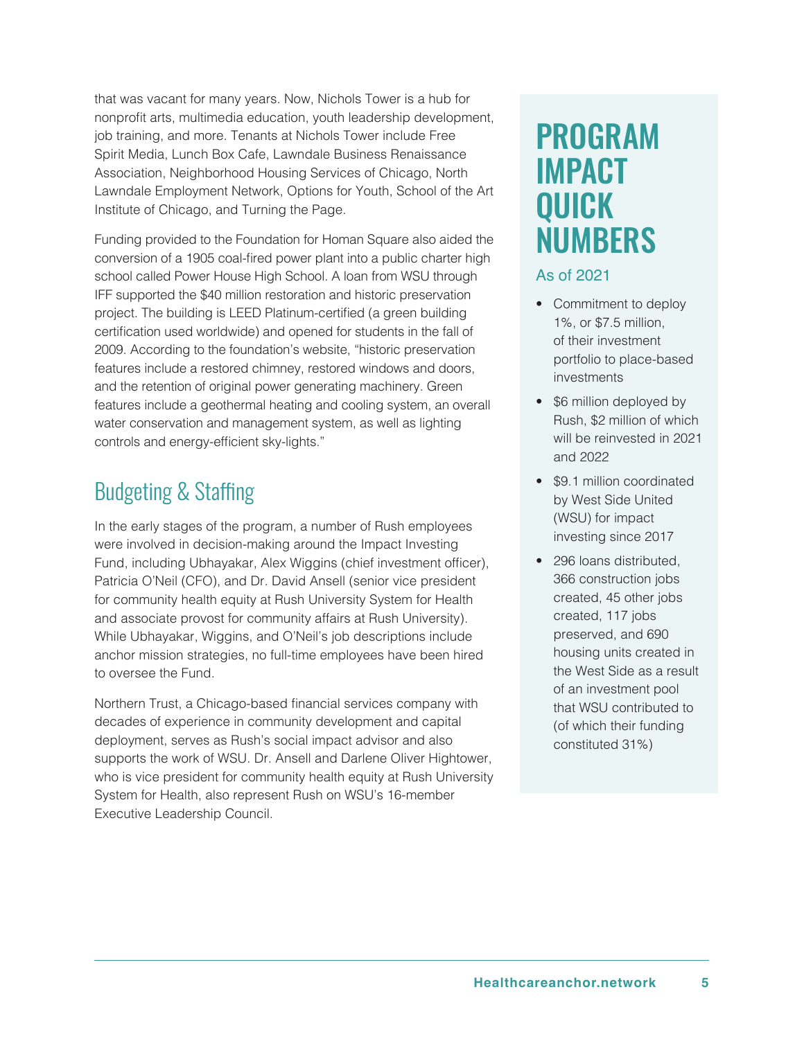that was vacant for many years. Now, Nichols Tower is a hub for nonprofit arts, multimedia education, youth leadership development, job training, and more. Tenants at Nichols Tower include Free Spirit Media, Lunch Box Cafe, Lawndale Business Renaissance Association, Neighborhood Housing Services of Chicago, North Lawndale Employment Network, Options for Youth, School of the Art Institute of Chicago, and Turning the Page.

Funding provided to the Foundation for Homan Square also aided the conversion of a 1905 coal-fired power plant into a public charter high school called Power House High School. A loan from WSU through IFF supported the $40 million restoration and historic preservation project. The building is LEED Platinum-certified (a green building certification used worldwide) and opened for students in the fall of 2009. According to the foundation's website, "historic preservation features include a restored chimney, restored windows and doors, and the retention of original power generating machinery. Green features include a geothermal heating and cooling system, an overall water conservation and management system, as well as lighting controls and energy-efficient sky-lights."

## Budgeting & Staffing

In the early stages of the program, a number of Rush employees were involved in decision-making around the Impact Investing Fund, including Ubhayakar, Alex Wiggins (chief investment officer), Patricia O'Neil (CFO), and Dr. David Ansell (senior vice president for community health equity at Rush University System for Health and associate provost for community affairs at Rush University). While Ubhayakar, Wiggins, and O'Neil's job descriptions include anchor mission strategies, no full-time employees have been hired to oversee the Fund.

Northern Trust, a Chicago-based financial services company with decades of experience in community development and capital deployment, serves as Rush's social impact advisor and also supports the work of WSU. Dr. Ansell and Darlene Oliver Hightower, who is vice president for community health equity at Rush University System for Health, also represent Rush on WSU's 16-member Executive Leadership Council.

## PROGRAM IMPACT QUICK NUMBERS

As of 2021

- Commitment to deploy 1%, or $7.5 million, of their investment portfolio to place-based investments
- $6 million deployed by Rush, $2 million of which will be reinvested in 2021 and 2022
- $9.1 million coordinated by West Side United (WSU) for impact investing since 2017
- 296 loans distributed, 366 construction jobs created, 45 other jobs created, 117 jobs preserved, and 690 housing units created in the West Side as a result of an investment pool that WSU contributed to (of which their funding constituted 31%)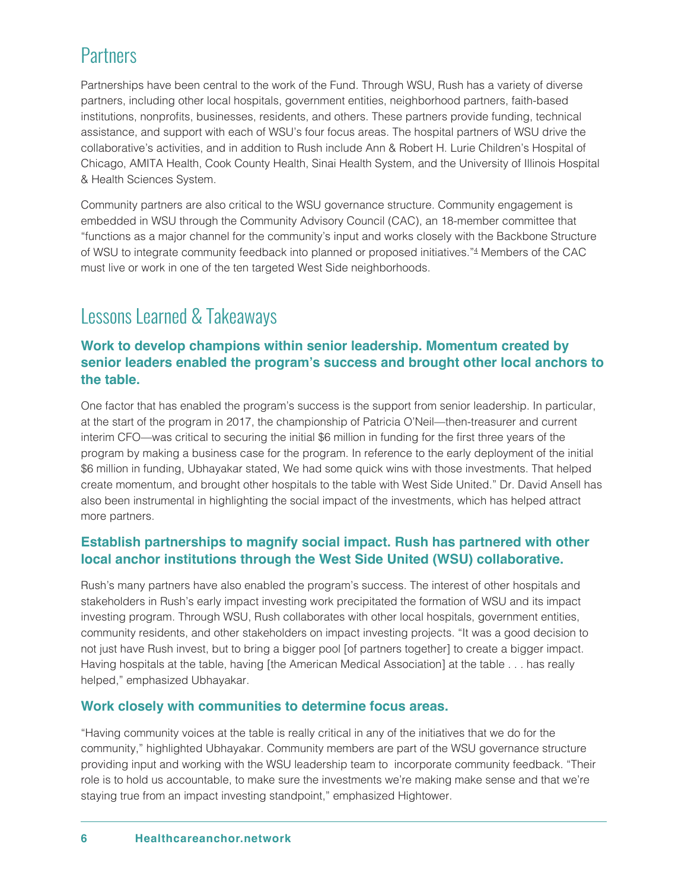## Partners

Partnerships have been central to the work of the Fund. Through WSU, Rush has a variety of diverse partners, including other local hospitals, government entities, neighborhood partners, faith-based institutions, nonprofits, businesses, residents, and others. These partners provide funding, technical assistance, and support with each of WSU's four focus areas. The hospital partners of WSU drive the collaborative's activities, and in addition to Rush include Ann & Robert H. Lurie Children's Hospital of Chicago, AMITA Health, Cook County Health, Sinai Health System, and the University of Illinois Hospital & Health Sciences System.

Community partners are also critical to the WSU governance structure. Community engagement is embedded in WSU through the Community Advisory Council (CAC), an 18-member committee that "functions as a major channel for the community's input and works closely with the Backbone Structure of WSU to integrate community feedback into planned or proposed initiatives."[4] Members of the CAC must live or work in one of the ten targeted West Side neighborhoods.

## Lessons Learned & Takeaways

### Work to develop champions within senior leadership. Momentum created by senior leaders enabled the program's success and brought other local anchors to the table.

One factor that has enabled the program's success is the support from senior leadership. In particular, at the start of the program in 2017, the championship of Patricia O'Neil—then-treasurer and current interim CFO—was critical to securing the initial $6 million in funding for the first three years of the program by making a business case for the program. In reference to the early deployment of the initial $6 million in funding, Ubhayakar stated, We had some quick wins with those investments. That helped create momentum, and brought other hospitals to the table with West Side United." Dr. David Ansell has also been instrumental in highlighting the social impact of the investments, which has helped attract more partners.

### Establish partnerships to magnify social impact. Rush has partnered with other local anchor institutions through the West Side United (WSU) collaborative.

Rush's many partners have also enabled the program's success. The interest of other hospitals and stakeholders in Rush's early impact investing work precipitated the formation of WSU and its impact investing program. Through WSU, Rush collaborates with other local hospitals, government entities, community residents, and other stakeholders on impact investing projects. "It was a good decision to not just have Rush invest, but to bring a bigger pool [of partners together] to create a bigger impact. Having hospitals at the table, having [the American Medical Association] at the table . . . has really helped," emphasized Ubhayakar.

### Work closely with communities to determine focus areas.

"Having community voices at the table is really critical in any of the initiatives that we do for the community," highlighted Ubhayakar. Community members are part of the WSU governance structure providing input and working with the WSU leadership team to incorporate community feedback. "Their role is to hold us accountable, to make sure the investments we're making make sense and that we're staying true from an impact investing standpoint," emphasized Hightower.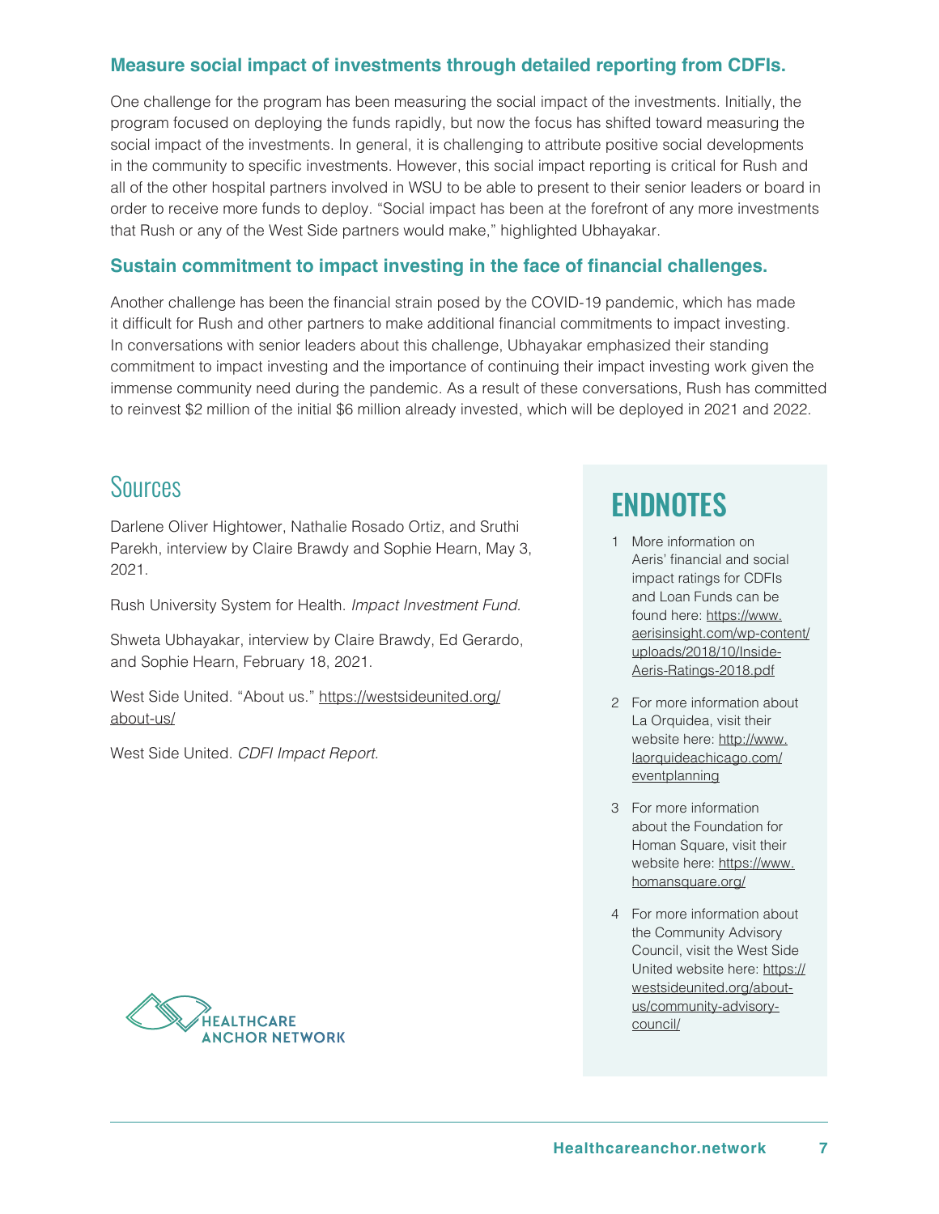### Measure social impact of investments through detailed reporting from CDFIs.

One challenge for the program has been measuring the social impact of the investments. Initially, the program focused on deploying the funds rapidly, but now the focus has shifted toward measuring the social impact of the investments. In general, it is challenging to attribute positive social developments in the community to specific investments. However, this social impact reporting is critical for Rush and all of the other hospital partners involved in WSU to be able to present to their senior leaders or board in order to receive more funds to deploy. "Social impact has been at the forefront of any more investments that Rush or any of the West Side partners would make," highlighted Ubhayakar.

### Sustain commitment to impact investing in the face of financial challenges.

Another challenge has been the financial strain posed by the COVID-19 pandemic, which has made it difficult for Rush and other partners to make additional financial commitments to impact investing. In conversations with senior leaders about this challenge, Ubhayakar emphasized their standing commitment to impact investing and the importance of continuing their impact investing work given the immense community need during the pandemic. As a result of these conversations, Rush has committed to reinvest $2 million of the initial $6 million already invested, which will be deployed in 2021 and 2022.

## Sources

Darlene Oliver Hightower, Nathalie Rosado Ortiz, and Sruthi Parekh, interview by Claire Brawdy and Sophie Hearn, May 3, 2021.

Rush University System for Health. *Impact Investment Fund.*

Shweta Ubhayakar, interview by Claire Brawdy, Ed Gerardo, and Sophie Hearn, February 18, 2021.

West Side United. "About us." https://westsideunited.org/about-us/

West Side United. *CDFI Impact Report.*

HEALTHCARE ANCHOR NETWORK

## ENDNOTES

1. More information on Aeris' financial and social impact ratings for CDFIs and Loan Funds can be found here: https://www.aerisinsight.com/wp-content/uploads/2018/10/Inside-Aeris-Ratings-2018.pdf
2. For more information about La Orquidea, visit their website here: http://www.laorquideachicago.com/eventplanning
3. For more information about the Foundation for Homan Square, visit their website here: https://www.homansquare.org/
4. For more information about the Community Advisory Council, visit the West Side United website here: https://westsideunited.org/about-us/community-advisory-council/